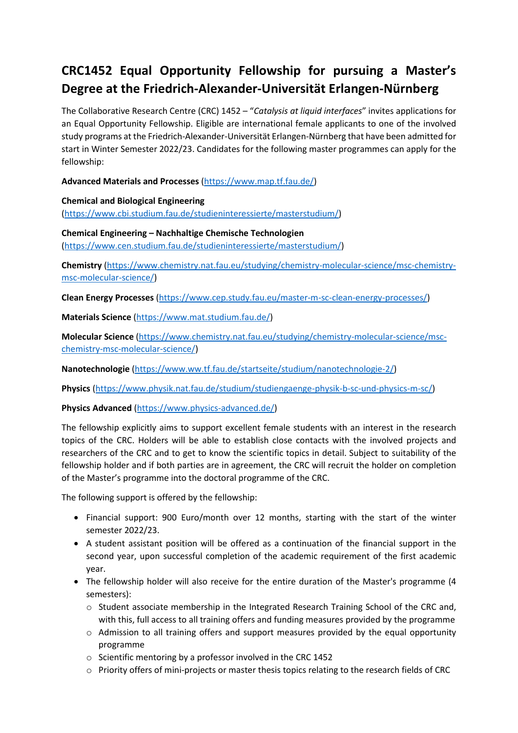# CRC1452 Equal Opportunity Fellowship for pursuing a Master's Degree at the Friedrich-Alexander-Universität Erlangen-Nürnberg

The Collaborative Research Centre (CRC) 1452 – "*Catalysis at liquid interfaces*" invites applications for an Equal Opportunity Fellowship. Eligible are international female applicants to one of the involved study programs at the Friedrich-Alexander-Universität Erlangen-Nürnberg that have been admitted for start in Winter Semester 2022/23. Candidates for the following master programmes can apply for the fellowship:

**Advanced Materials and Processes** (https://www.map.tf.fau.de/)

**Chemical and Biological Engineering**
(https://www.cbi.studium.fau.de/studieninteressierte/masterstudium/)

**Chemical Engineering – Nachhaltige Chemische Technologien**
(https://www.cen.studium.fau.de/studieninteressierte/masterstudium/)

**Chemistry** (https://www.chemistry.nat.fau.eu/studying/chemistry-molecular-science/msc-chemistry-msc-molecular-science/)

**Clean Energy Processes** (https://www.cep.study.fau.eu/master-m-sc-clean-energy-processes/)

**Materials Science** (https://www.mat.studium.fau.de/)

**Molecular Science** (https://www.chemistry.nat.fau.eu/studying/chemistry-molecular-science/msc-chemistry-msc-molecular-science/)

**Nanotechnologie** (https://www.ww.tf.fau.de/startseite/studium/nanotechnologie-2/)

**Physics** (https://www.physik.nat.fau.de/studium/studiengaenge-physik-b-sc-und-physics-m-sc/)

**Physics Advanced** (https://www.physics-advanced.de/)

The fellowship explicitly aims to support excellent female students with an interest in the research topics of the CRC. Holders will be able to establish close contacts with the involved projects and researchers of the CRC and to get to know the scientific topics in detail. Subject to suitability of the fellowship holder and if both parties are in agreement, the CRC will recruit the holder on completion of the Master's programme into the doctoral programme of the CRC.

The following support is offered by the fellowship:

- Financial support: 900 Euro/month over 12 months, starting with the start of the winter semester 2022/23.
- A student assistant position will be offered as a continuation of the financial support in the second year, upon successful completion of the academic requirement of the first academic year.
- The fellowship holder will also receive for the entire duration of the Master's programme (4 semesters):
  - Student associate membership in the Integrated Research Training School of the CRC and, with this, full access to all training offers and funding measures provided by the programme
  - Admission to all training offers and support measures provided by the equal opportunity programme
  - Scientific mentoring by a professor involved in the CRC 1452
  - Priority offers of mini-projects or master thesis topics relating to the research fields of CRC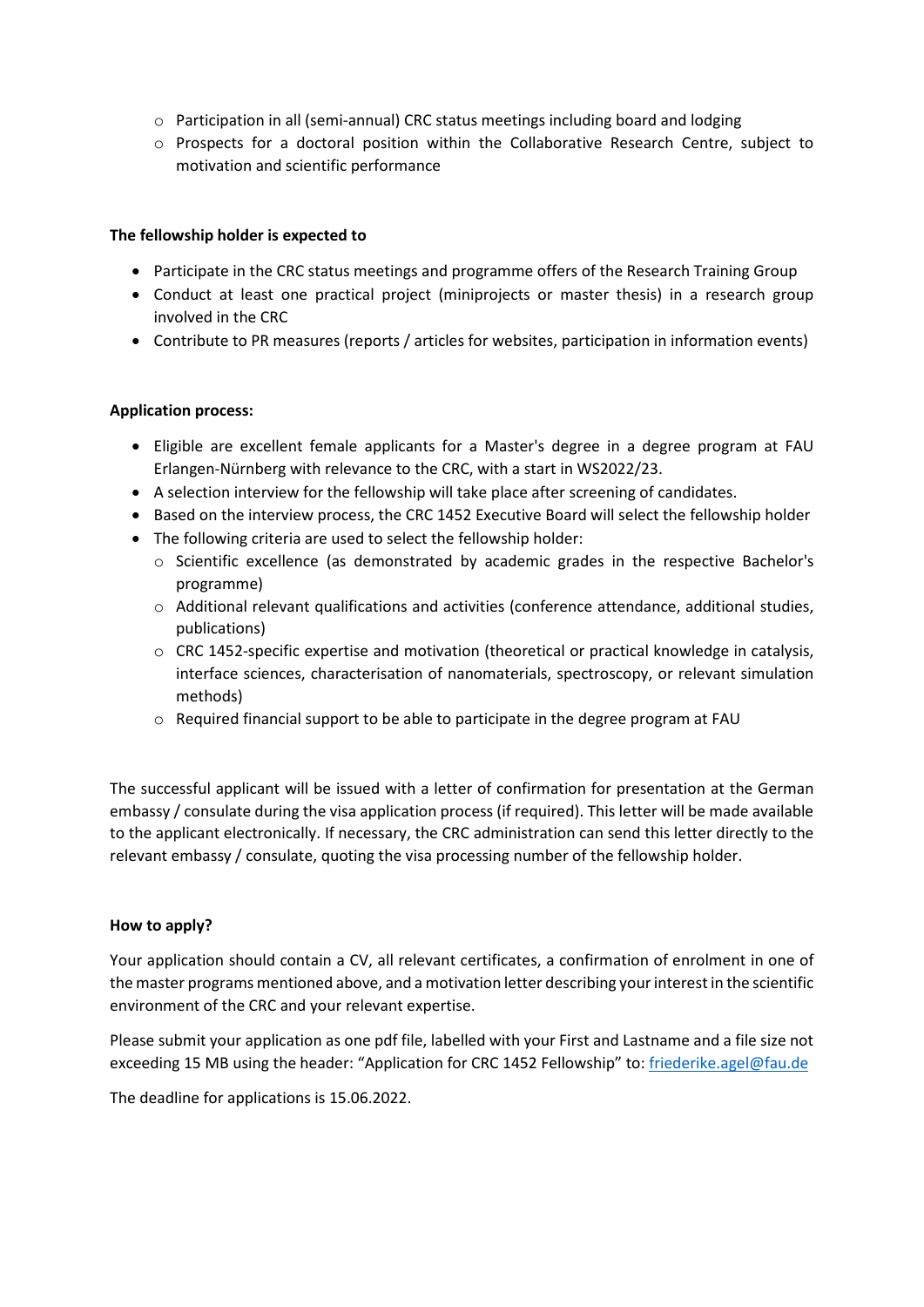- Participation in all (semi-annual) CRC status meetings including board and lodging
  - Prospects for a doctoral position within the Collaborative Research Centre, subject to motivation and scientific performance

**The fellowship holder is expected to**

- Participate in the CRC status meetings and programme offers of the Research Training Group
- Conduct at least one practical project (miniprojects or master thesis) in a research group involved in the CRC
- Contribute to PR measures (reports / articles for websites, participation in information events)

**Application process:**

- Eligible are excellent female applicants for a Master's degree in a degree program at FAU Erlangen-Nürnberg with relevance to the CRC, with a start in WS2022/23.
- A selection interview for the fellowship will take place after screening of candidates.
- Based on the interview process, the CRC 1452 Executive Board will select the fellowship holder
- The following criteria are used to select the fellowship holder:
  - Scientific excellence (as demonstrated by academic grades in the respective Bachelor's programme)
  - Additional relevant qualifications and activities (conference attendance, additional studies, publications)
  - CRC 1452-specific expertise and motivation (theoretical or practical knowledge in catalysis, interface sciences, characterisation of nanomaterials, spectroscopy, or relevant simulation methods)
  - Required financial support to be able to participate in the degree program at FAU

The successful applicant will be issued with a letter of confirmation for presentation at the German embassy / consulate during the visa application process (if required). This letter will be made available to the applicant electronically. If necessary, the CRC administration can send this letter directly to the relevant embassy / consulate, quoting the visa processing number of the fellowship holder.

**How to apply?**

Your application should contain a CV, all relevant certificates, a confirmation of enrolment in one of the master programs mentioned above, and a motivation letter describing your interest in the scientific environment of the CRC and your relevant expertise.

Please submit your application as one pdf file, labelled with your First and Lastname and a file size not exceeding 15 MB using the header: "Application for CRC 1452 Fellowship" to: friederike.agel@fau.de

The deadline for applications is 15.06.2022.